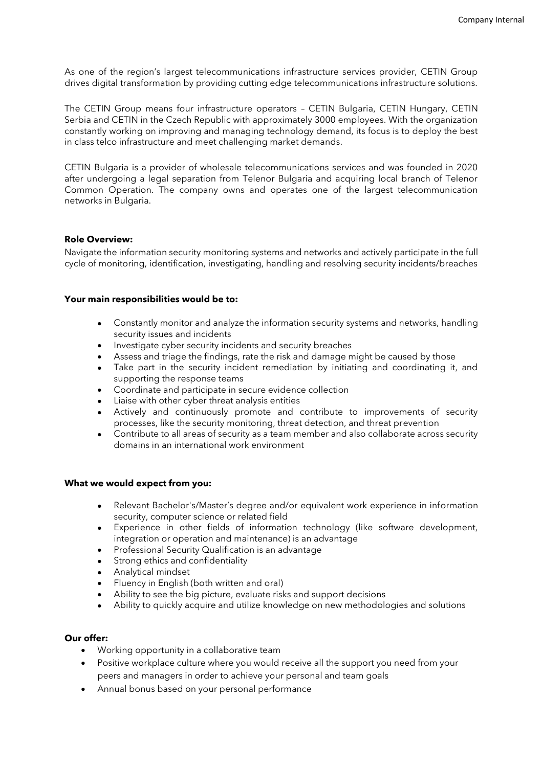As one of the region's largest telecommunications infrastructure services provider, CETIN Group drives digital transformation by providing cutting edge telecommunications infrastructure solutions.

The CETIN Group means four infrastructure operators – CETIN Bulgaria, CETIN Hungary, CETIN Serbia and CETIN in the Czech Republic with approximately 3000 employees. With the organization constantly working on improving and managing technology demand, its focus is to deploy the best in class telco infrastructure and meet challenging market demands.

CETIN Bulgaria is a provider of wholesale telecommunications services and was founded in 2020 after undergoing a legal separation from Telenor Bulgaria and acquiring local branch of Telenor Common Operation. The company owns and operates one of the largest telecommunication networks in Bulgaria.

**Role Overview:**

Navigate the information security monitoring systems and networks and actively participate in the full cycle of monitoring, identification, investigating, handling and resolving security incidents/breaches

**Your main responsibilities would be to:**

- Constantly monitor and analyze the information security systems and networks, handling security issues and incidents
- Investigate cyber security incidents and security breaches
- Assess and triage the findings, rate the risk and damage might be caused by those
- Take part in the security incident remediation by initiating and coordinating it, and supporting the response teams
- Coordinate and participate in secure evidence collection
- Liaise with other cyber threat analysis entities
- Actively and continuously promote and contribute to improvements of security processes, like the security monitoring, threat detection, and threat prevention
- Contribute to all areas of security as a team member and also collaborate across security domains in an international work environment

**What we would expect from you:**

- Relevant Bachelor's/Master's degree and/or equivalent work experience in information security, computer science or related field
- Experience in other fields of information technology (like software development, integration or operation and maintenance) is an advantage
- Professional Security Qualification is an advantage
- Strong ethics and confidentiality
- Analytical mindset
- Fluency in English (both written and oral)
- Ability to see the big picture, evaluate risks and support decisions
- Ability to quickly acquire and utilize knowledge on new methodologies and solutions

**Our offer:**

- Working opportunity in a collaborative team
- Positive workplace culture where you would receive all the support you need from your peers and managers in order to achieve your personal and team goals
- Annual bonus based on your personal performance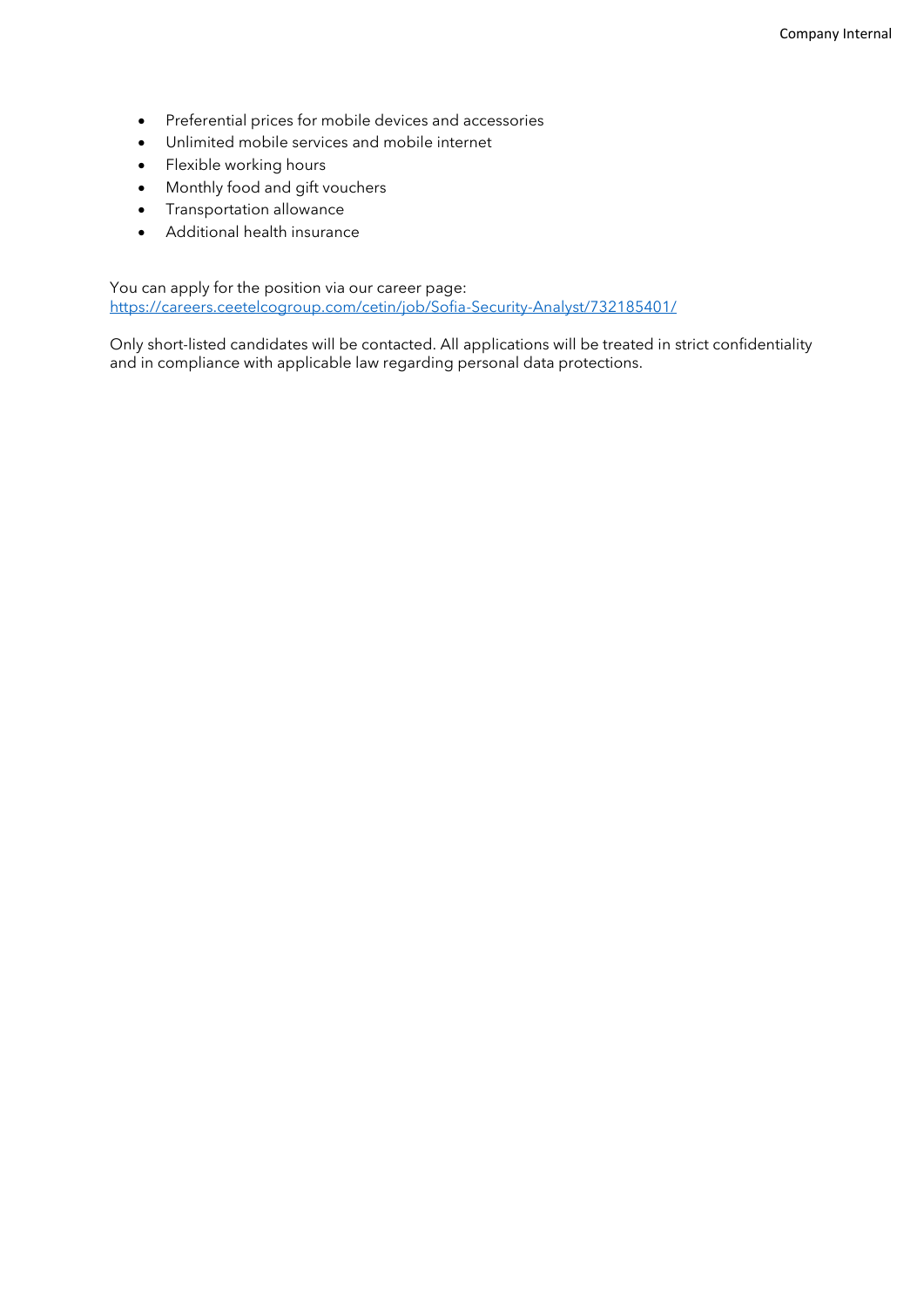- Preferential prices for mobile devices and accessories
- Unlimited mobile services and mobile internet
- Flexible working hours
- Monthly food and gift vouchers
- Transportation allowance
- Additional health insurance

You can apply for the position via our career page:
[https://careers.ceetelcogroup.com/cetin/job/Sofia-Security-Analyst/732185401/](https://careers.ceetelcogroup.com/cetin/job/Sofia-Security-Analyst/732185401/)

Only short-listed candidates will be contacted. All applications will be treated in strict confidentiality and in compliance with applicable law regarding personal data protections.